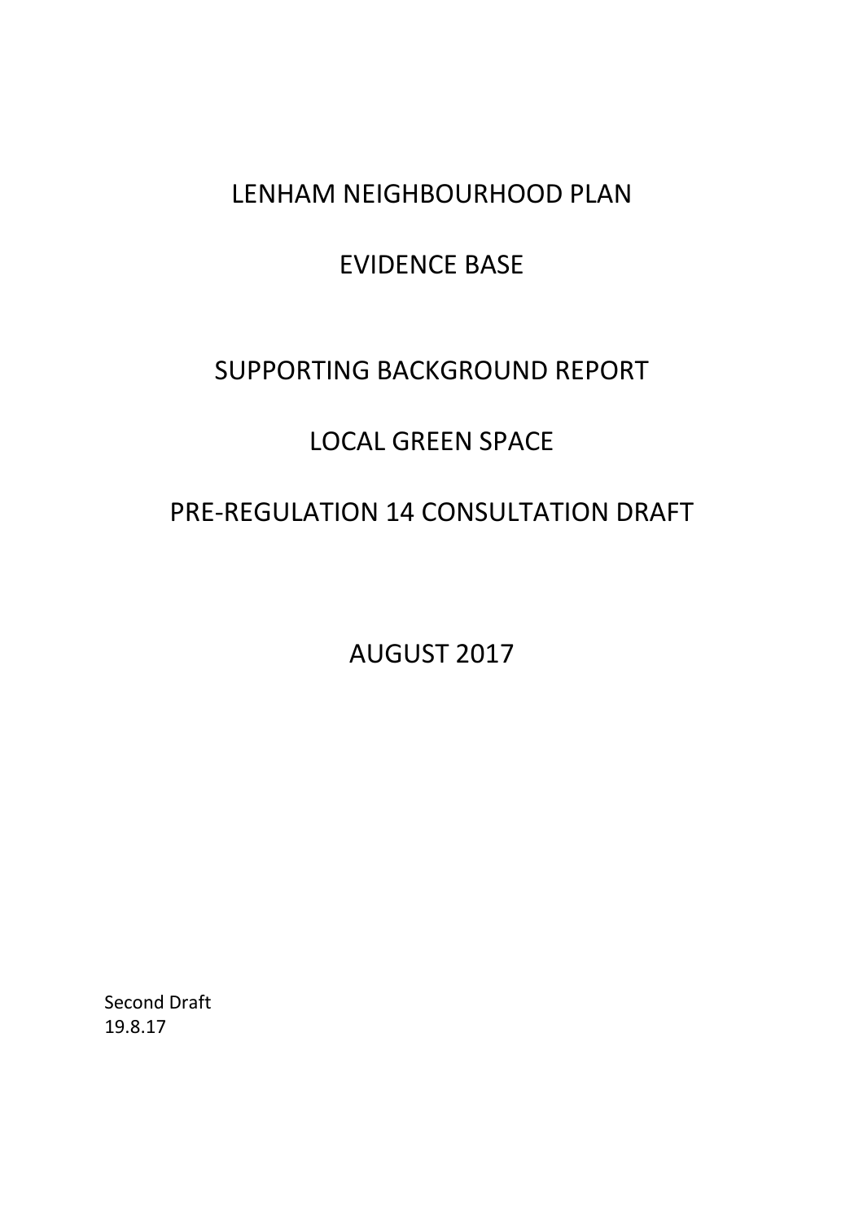# LENHAM NEIGHBOURHOOD PLAN

## EVIDENCE BASE

## SUPPORTING BACKGROUND REPORT

## LOCAL GREEN SPACE

## PRE-REGULATION 14 CONSULTATION DRAFT

AUGUST 2017

Second Draft
19.8.17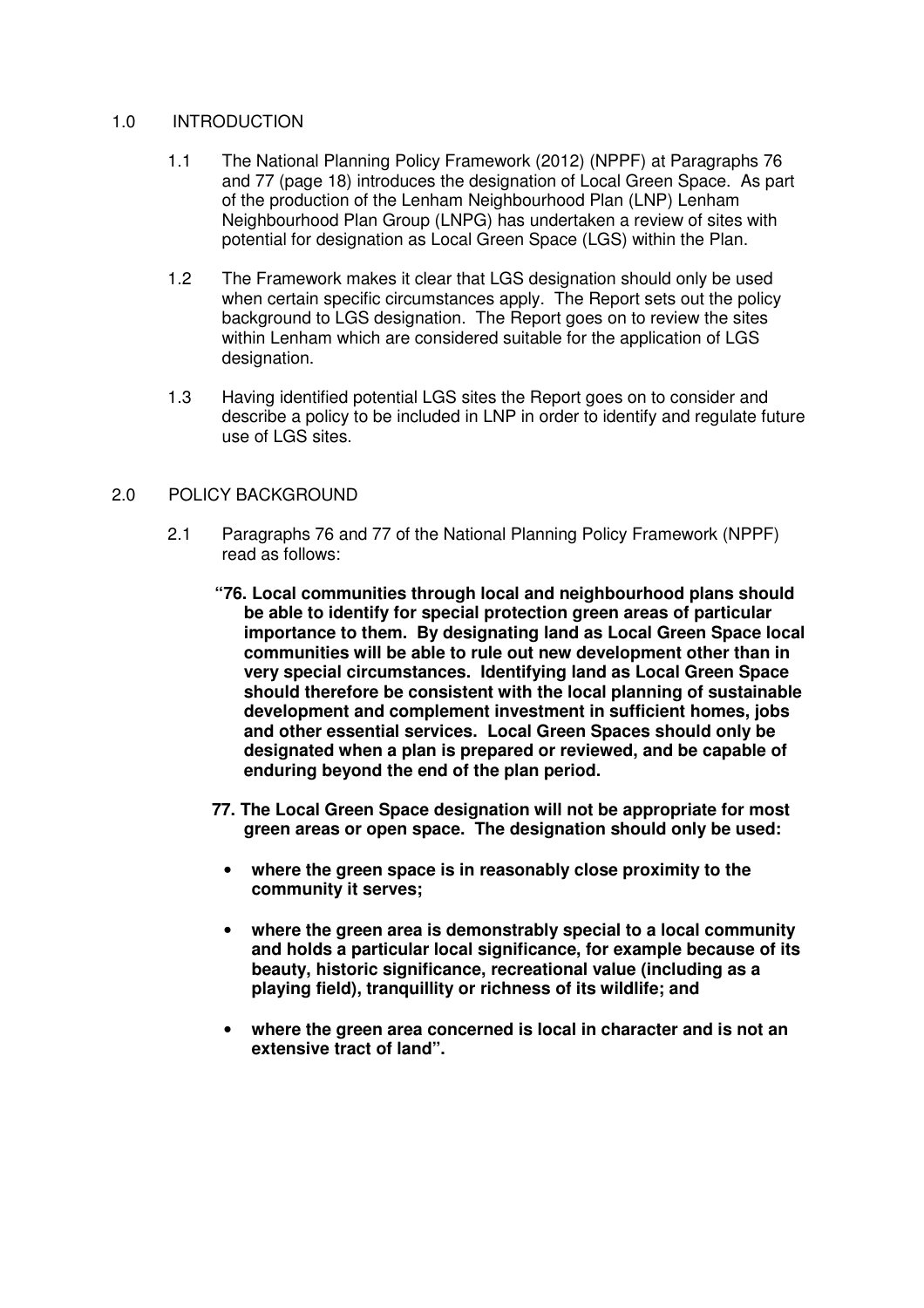## 1.0 INTRODUCTION

1.1 The National Planning Policy Framework (2012) (NPPF) at Paragraphs 76 and 77 (page 18) introduces the designation of Local Green Space. As part of the production of the Lenham Neighbourhood Plan (LNP) Lenham Neighbourhood Plan Group (LNPG) has undertaken a review of sites with potential for designation as Local Green Space (LGS) within the Plan.

1.2 The Framework makes it clear that LGS designation should only be used when certain specific circumstances apply. The Report sets out the policy background to LGS designation. The Report goes on to review the sites within Lenham which are considered suitable for the application of LGS designation.

1.3 Having identified potential LGS sites the Report goes on to consider and describe a policy to be included in LNP in order to identify and regulate future use of LGS sites.

## 2.0 POLICY BACKGROUND

2.1 Paragraphs 76 and 77 of the National Planning Policy Framework (NPPF) read as follows:

**"76. Local communities through local and neighbourhood plans should be able to identify for special protection green areas of particular importance to them. By designating land as Local Green Space local communities will be able to rule out new development other than in very special circumstances. Identifying land as Local Green Space should therefore be consistent with the local planning of sustainable development and complement investment in sufficient homes, jobs and other essential services. Local Green Spaces should only be designated when a plan is prepared or reviewed, and be capable of enduring beyond the end of the plan period.**

**77. The Local Green Space designation will not be appropriate for most green areas or open space. The designation should only be used:**

- **where the green space is in reasonably close proximity to the community it serves;**
- **where the green area is demonstrably special to a local community and holds a particular local significance, for example because of its beauty, historic significance, recreational value (including as a playing field), tranquillity or richness of its wildlife; and**
- **where the green area concerned is local in character and is not an extensive tract of land".**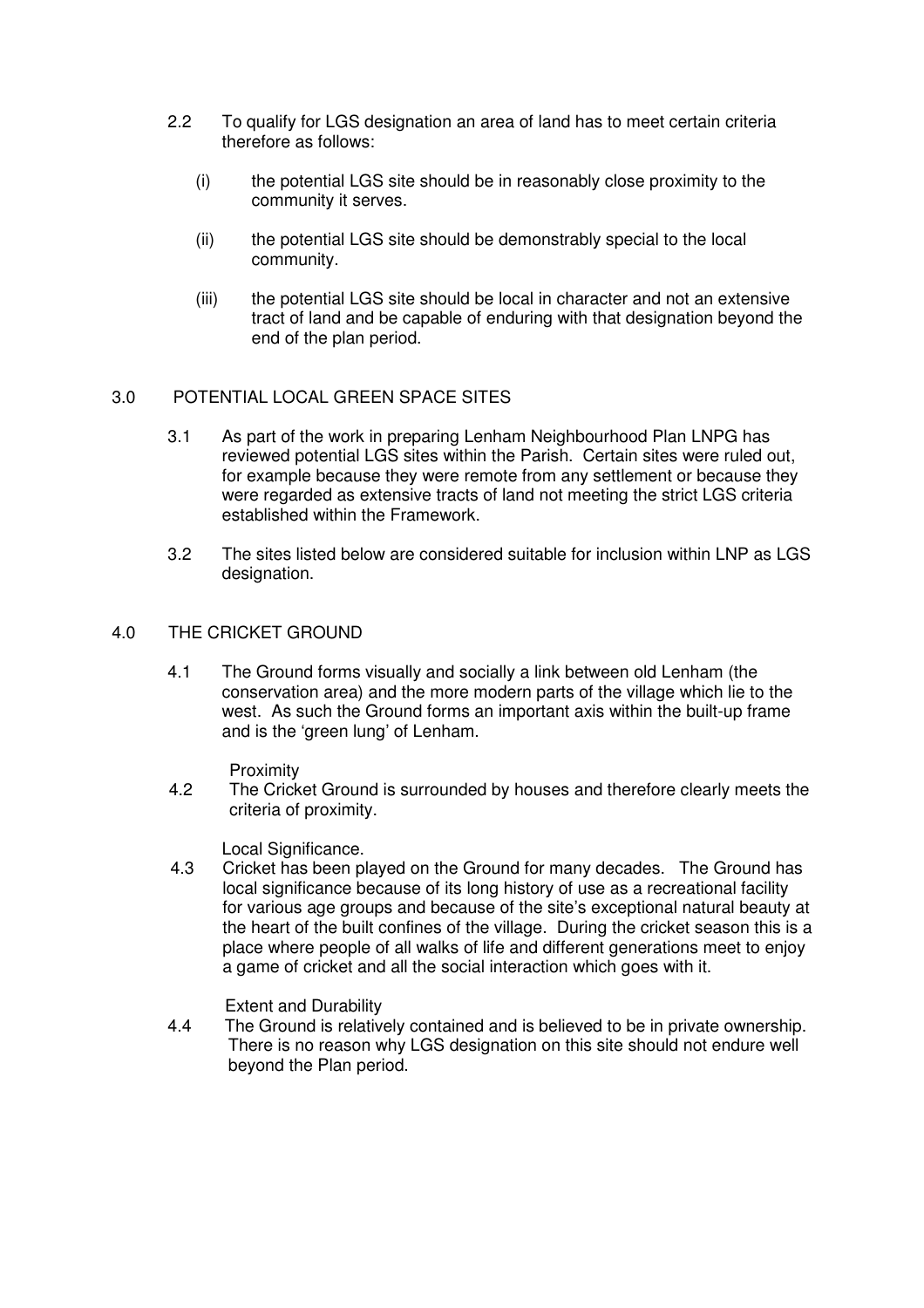2.2 To qualify for LGS designation an area of land has to meet certain criteria therefore as follows:

(i) the potential LGS site should be in reasonably close proximity to the community it serves.

(ii) the potential LGS site should be demonstrably special to the local community.

(iii) the potential LGS site should be local in character and not an extensive tract of land and be capable of enduring with that designation beyond the end of the plan period.

## 3.0 POTENTIAL LOCAL GREEN SPACE SITES

3.1 As part of the work in preparing Lenham Neighbourhood Plan LNPG has reviewed potential LGS sites within the Parish. Certain sites were ruled out, for example because they were remote from any settlement or because they were regarded as extensive tracts of land not meeting the strict LGS criteria established within the Framework.

3.2 The sites listed below are considered suitable for inclusion within LNP as LGS designation.

## 4.0 THE CRICKET GROUND

4.1 The Ground forms visually and socially a link between old Lenham (the conservation area) and the more modern parts of the village which lie to the west. As such the Ground forms an important axis within the built-up frame and is the 'green lung' of Lenham.

Proximity

4.2 The Cricket Ground is surrounded by houses and therefore clearly meets the criteria of proximity.

Local Significance.

4.3 Cricket has been played on the Ground for many decades. The Ground has local significance because of its long history of use as a recreational facility for various age groups and because of the site's exceptional natural beauty at the heart of the built confines of the village. During the cricket season this is a place where people of all walks of life and different generations meet to enjoy a game of cricket and all the social interaction which goes with it.

Extent and Durability

4.4 The Ground is relatively contained and is believed to be in private ownership. There is no reason why LGS designation on this site should not endure well beyond the Plan period.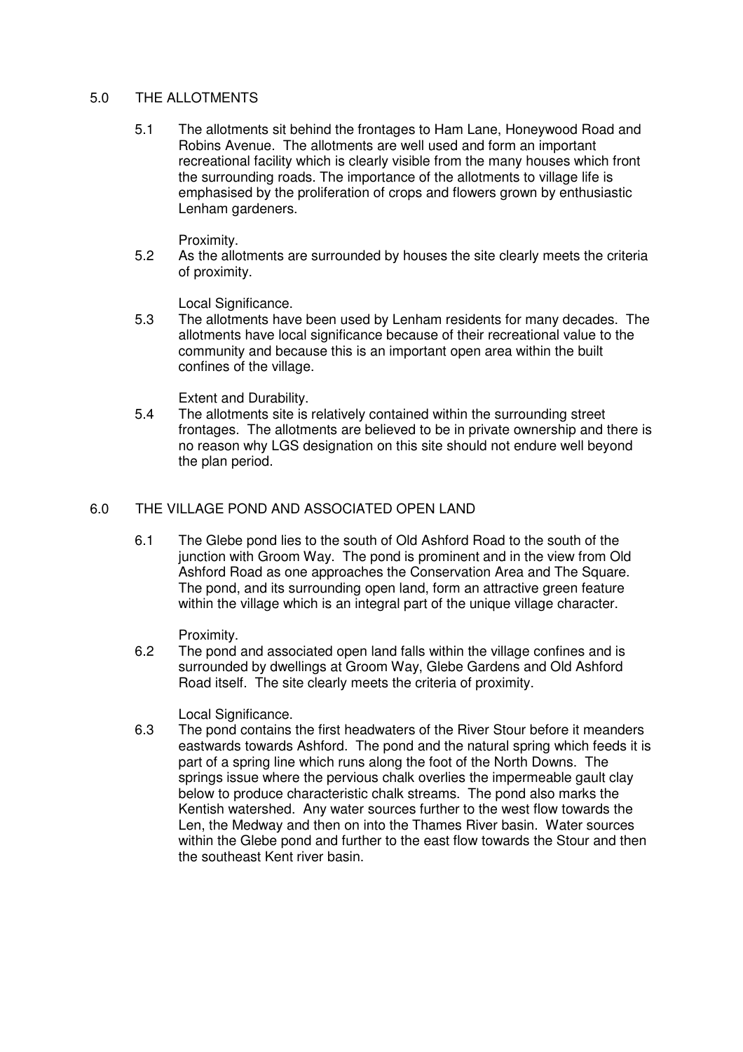## 5.0 THE ALLOTMENTS

5.1 The allotments sit behind the frontages to Ham Lane, Honeywood Road and Robins Avenue. The allotments are well used and form an important recreational facility which is clearly visible from the many houses which front the surrounding roads. The importance of the allotments to village life is emphasised by the proliferation of crops and flowers grown by enthusiastic Lenham gardeners.

Proximity.

5.2 As the allotments are surrounded by houses the site clearly meets the criteria of proximity.

Local Significance.

5.3 The allotments have been used by Lenham residents for many decades. The allotments have local significance because of their recreational value to the community and because this is an important open area within the built confines of the village.

Extent and Durability.

5.4 The allotments site is relatively contained within the surrounding street frontages. The allotments are believed to be in private ownership and there is no reason why LGS designation on this site should not endure well beyond the plan period.

## 6.0 THE VILLAGE POND AND ASSOCIATED OPEN LAND

6.1 The Glebe pond lies to the south of Old Ashford Road to the south of the junction with Groom Way. The pond is prominent and in the view from Old Ashford Road as one approaches the Conservation Area and The Square. The pond, and its surrounding open land, form an attractive green feature within the village which is an integral part of the unique village character.

Proximity.

6.2 The pond and associated open land falls within the village confines and is surrounded by dwellings at Groom Way, Glebe Gardens and Old Ashford Road itself. The site clearly meets the criteria of proximity.

Local Significance.

6.3 The pond contains the first headwaters of the River Stour before it meanders eastwards towards Ashford. The pond and the natural spring which feeds it is part of a spring line which runs along the foot of the North Downs. The springs issue where the pervious chalk overlies the impermeable gault clay below to produce characteristic chalk streams. The pond also marks the Kentish watershed. Any water sources further to the west flow towards the Len, the Medway and then on into the Thames River basin. Water sources within the Glebe pond and further to the east flow towards the Stour and then the southeast Kent river basin.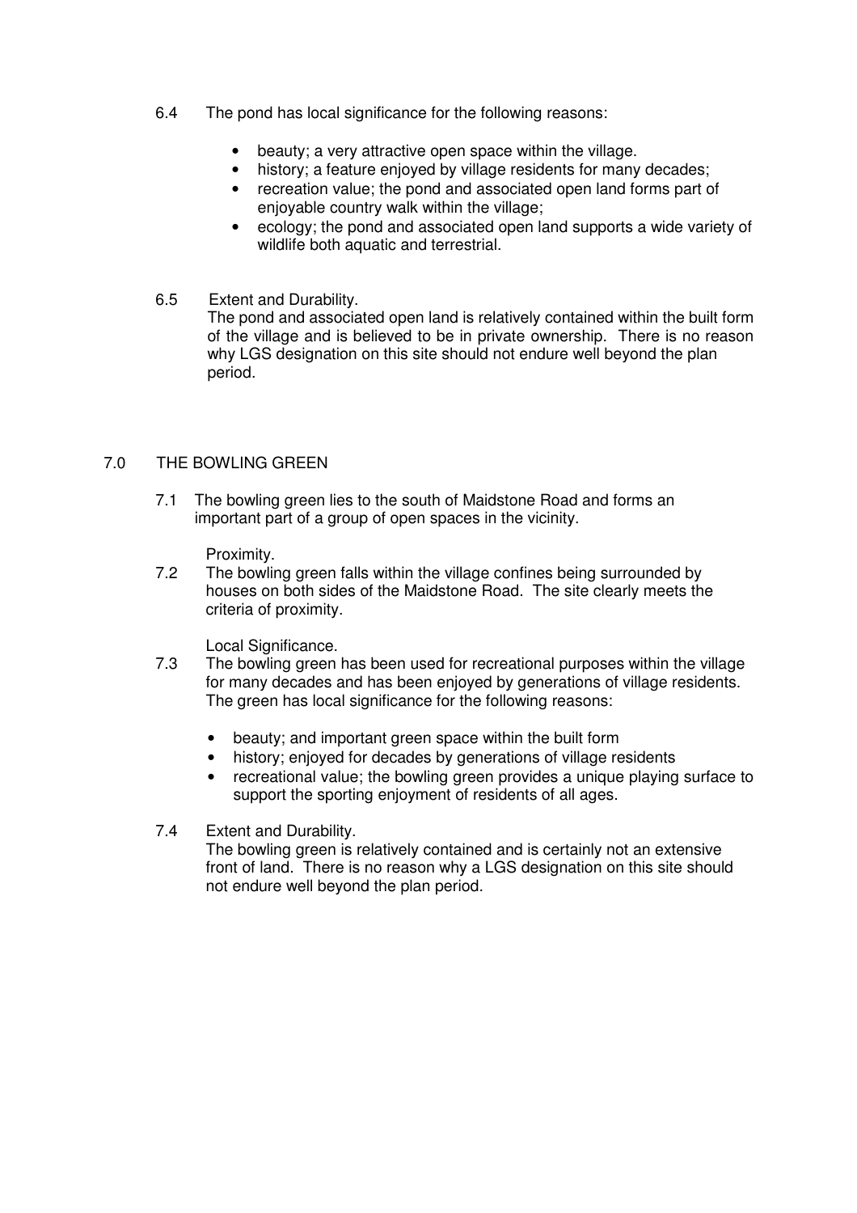6.4 The pond has local significance for the following reasons:

- beauty; a very attractive open space within the village.
- history; a feature enjoyed by village residents for many decades;
- recreation value; the pond and associated open land forms part of enjoyable country walk within the village;
- ecology; the pond and associated open land supports a wide variety of wildlife both aquatic and terrestrial.

6.5 Extent and Durability.
The pond and associated open land is relatively contained within the built form of the village and is believed to be in private ownership. There is no reason why LGS designation on this site should not endure well beyond the plan period.

## 7.0 THE BOWLING GREEN

7.1 The bowling green lies to the south of Maidstone Road and forms an important part of a group of open spaces in the vicinity.

Proximity.

7.2 The bowling green falls within the village confines being surrounded by houses on both sides of the Maidstone Road. The site clearly meets the criteria of proximity.

Local Significance.

7.3 The bowling green has been used for recreational purposes within the village for many decades and has been enjoyed by generations of village residents. The green has local significance for the following reasons:

- beauty; and important green space within the built form
- history; enjoyed for decades by generations of village residents
- recreational value; the bowling green provides a unique playing surface to support the sporting enjoyment of residents of all ages.

7.4 Extent and Durability.
The bowling green is relatively contained and is certainly not an extensive front of land. There is no reason why a LGS designation on this site should not endure well beyond the plan period.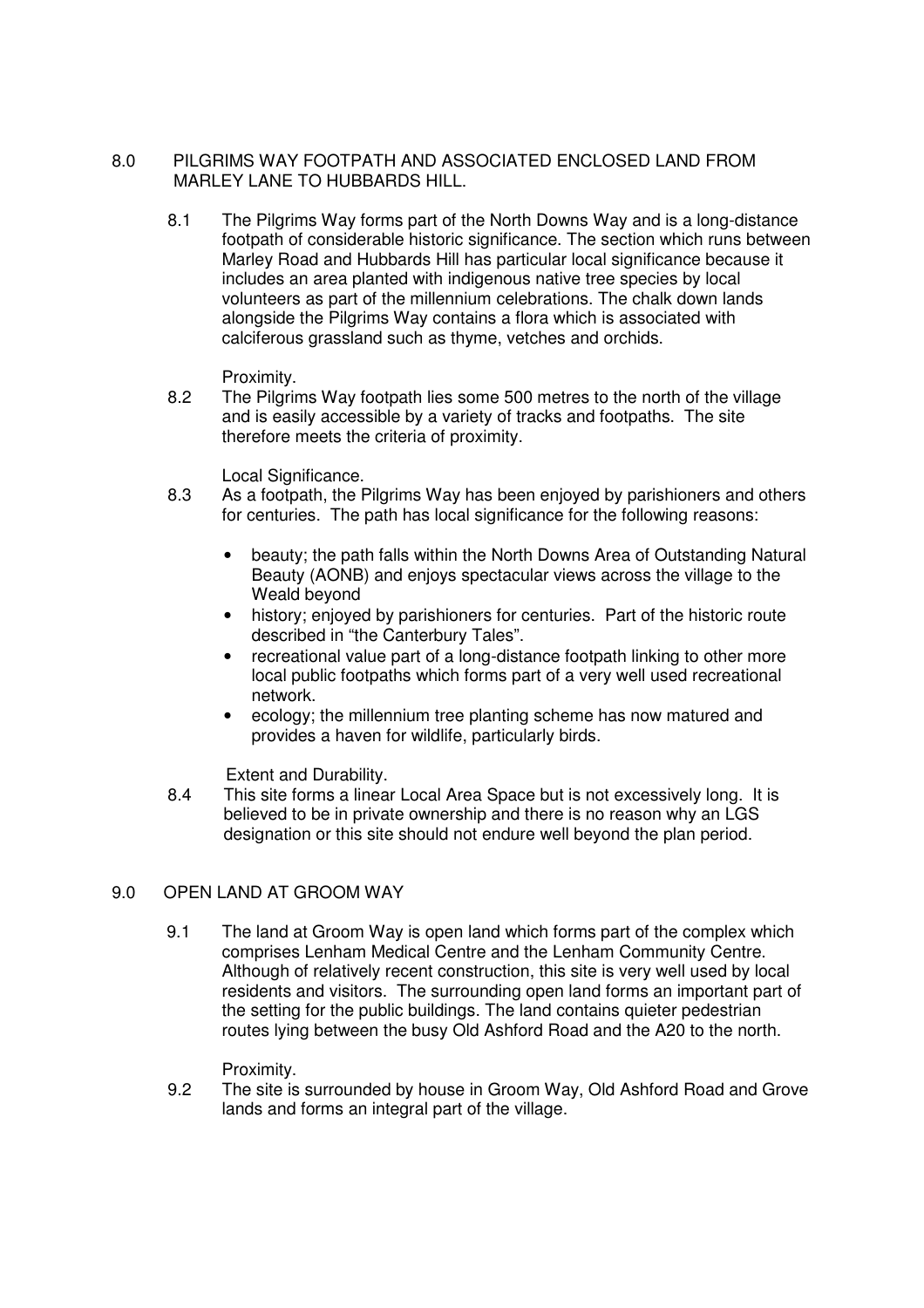## 8.0 PILGRIMS WAY FOOTPATH AND ASSOCIATED ENCLOSED LAND FROM MARLEY LANE TO HUBBARDS HILL.

8.1 The Pilgrims Way forms part of the North Downs Way and is a long-distance footpath of considerable historic significance. The section which runs between Marley Road and Hubbards Hill has particular local significance because it includes an area planted with indigenous native tree species by local volunteers as part of the millennium celebrations. The chalk down lands alongside the Pilgrims Way contains a flora which is associated with calciferous grassland such as thyme, vetches and orchids.

Proximity.

8.2 The Pilgrims Way footpath lies some 500 metres to the north of the village and is easily accessible by a variety of tracks and footpaths. The site therefore meets the criteria of proximity.

Local Significance.

8.3 As a footpath, the Pilgrims Way has been enjoyed by parishioners and others for centuries. The path has local significance for the following reasons:

- beauty; the path falls within the North Downs Area of Outstanding Natural Beauty (AONB) and enjoys spectacular views across the village to the Weald beyond
- history; enjoyed by parishioners for centuries. Part of the historic route described in "the Canterbury Tales".
- recreational value part of a long-distance footpath linking to other more local public footpaths which forms part of a very well used recreational network.
- ecology; the millennium tree planting scheme has now matured and provides a haven for wildlife, particularly birds.

Extent and Durability.

8.4 This site forms a linear Local Area Space but is not excessively long. It is believed to be in private ownership and there is no reason why an LGS designation or this site should not endure well beyond the plan period.

## 9.0 OPEN LAND AT GROOM WAY

9.1 The land at Groom Way is open land which forms part of the complex which comprises Lenham Medical Centre and the Lenham Community Centre. Although of relatively recent construction, this site is very well used by local residents and visitors. The surrounding open land forms an important part of the setting for the public buildings. The land contains quieter pedestrian routes lying between the busy Old Ashford Road and the A20 to the north.

Proximity.

9.2 The site is surrounded by house in Groom Way, Old Ashford Road and Grove lands and forms an integral part of the village.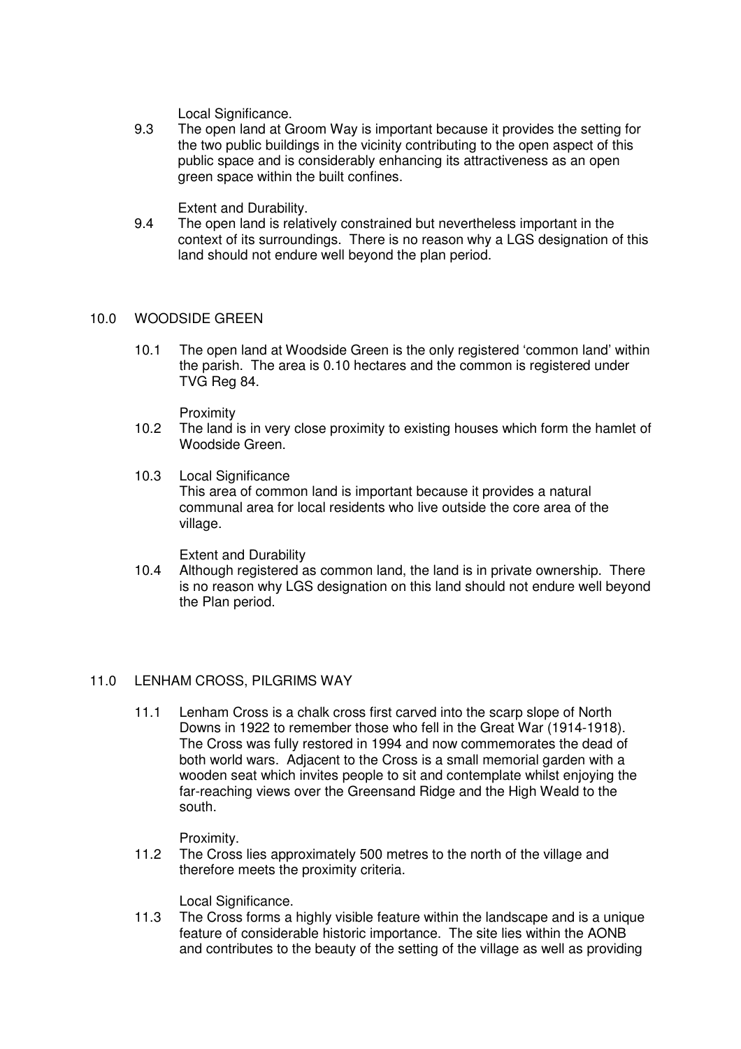Local Significance.

9.3 The open land at Groom Way is important because it provides the setting for the two public buildings in the vicinity contributing to the open aspect of this public space and is considerably enhancing its attractiveness as an open green space within the built confines.

Extent and Durability.

9.4 The open land is relatively constrained but nevertheless important in the context of its surroundings. There is no reason why a LGS designation of this land should not endure well beyond the plan period.

## 10.0 WOODSIDE GREEN

10.1 The open land at Woodside Green is the only registered 'common land' within the parish. The area is 0.10 hectares and the common is registered under TVG Reg 84.

Proximity

10.2 The land is in very close proximity to existing houses which form the hamlet of Woodside Green.

10.3 Local Significance

This area of common land is important because it provides a natural communal area for local residents who live outside the core area of the village.

Extent and Durability

10.4 Although registered as common land, the land is in private ownership. There is no reason why LGS designation on this land should not endure well beyond the Plan period.

## 11.0 LENHAM CROSS, PILGRIMS WAY

11.1 Lenham Cross is a chalk cross first carved into the scarp slope of North Downs in 1922 to remember those who fell in the Great War (1914-1918). The Cross was fully restored in 1994 and now commemorates the dead of both world wars. Adjacent to the Cross is a small memorial garden with a wooden seat which invites people to sit and contemplate whilst enjoying the far-reaching views over the Greensand Ridge and the High Weald to the south.

Proximity.

11.2 The Cross lies approximately 500 metres to the north of the village and therefore meets the proximity criteria.

Local Significance.

11.3 The Cross forms a highly visible feature within the landscape and is a unique feature of considerable historic importance. The site lies within the AONB and contributes to the beauty of the setting of the village as well as providing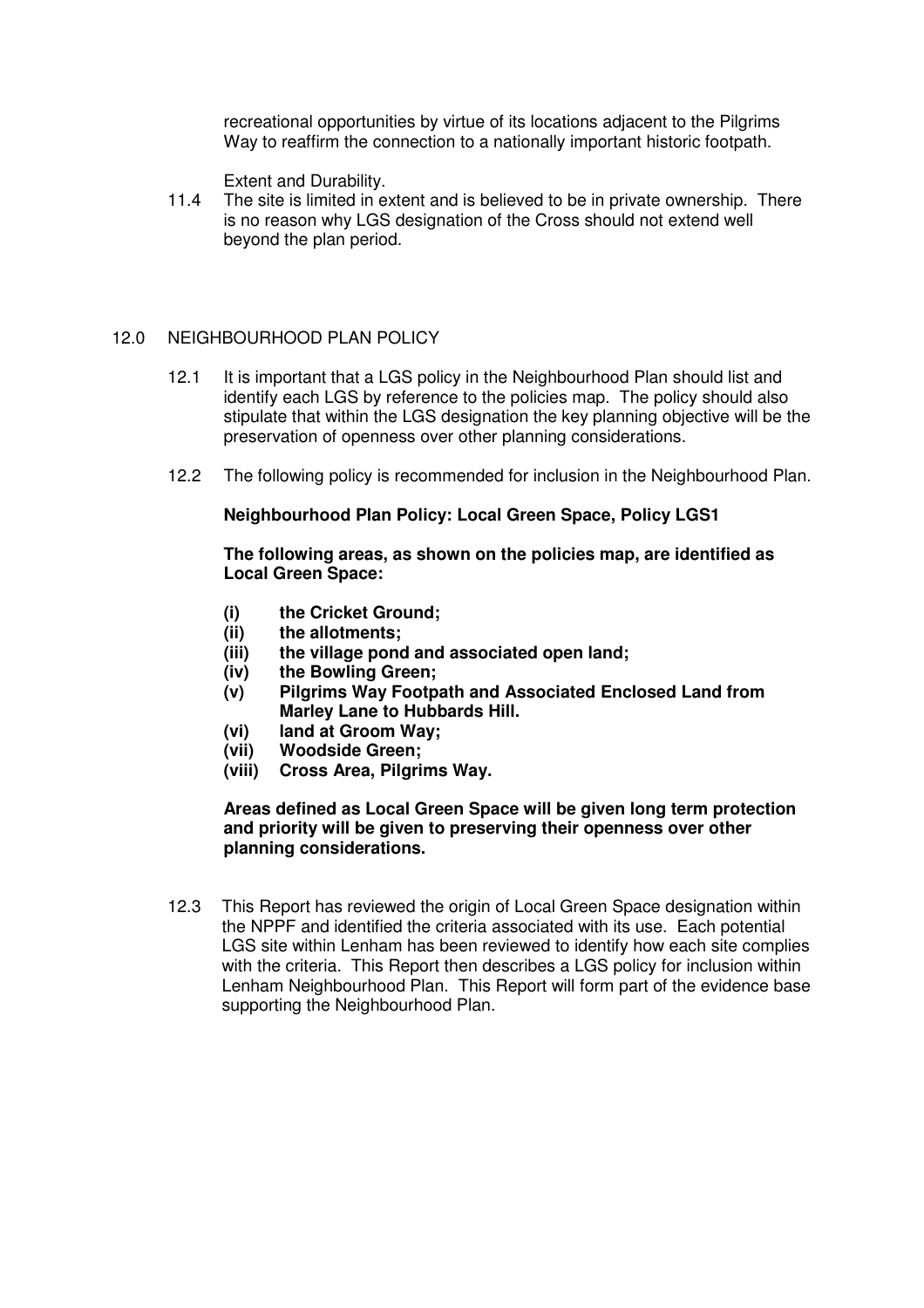recreational opportunities by virtue of its locations adjacent to the Pilgrims Way to reaffirm the connection to a nationally important historic footpath.

Extent and Durability.

11.4 The site is limited in extent and is believed to be in private ownership. There is no reason why LGS designation of the Cross should not extend well beyond the plan period.

## 12.0 NEIGHBOURHOOD PLAN POLICY

12.1 It is important that a LGS policy in the Neighbourhood Plan should list and identify each LGS by reference to the policies map. The policy should also stipulate that within the LGS designation the key planning objective will be the preservation of openness over other planning considerations.

12.2 The following policy is recommended for inclusion in the Neighbourhood Plan.

**Neighbourhood Plan Policy: Local Green Space, Policy LGS1**

**The following areas, as shown on the policies map, are identified as Local Green Space:**

- **(i) the Cricket Ground;**
- **(ii) the allotments;**
- **(iii) the village pond and associated open land;**
- **(iv) the Bowling Green;**
- **(v) Pilgrims Way Footpath and Associated Enclosed Land from Marley Lane to Hubbards Hill.**
- **(vi) land at Groom Way;**
- **(vii) Woodside Green;**
- **(viii) Cross Area, Pilgrims Way.**

**Areas defined as Local Green Space will be given long term protection and priority will be given to preserving their openness over other planning considerations.**

12.3 This Report has reviewed the origin of Local Green Space designation within the NPPF and identified the criteria associated with its use. Each potential LGS site within Lenham has been reviewed to identify how each site complies with the criteria. This Report then describes a LGS policy for inclusion within Lenham Neighbourhood Plan. This Report will form part of the evidence base supporting the Neighbourhood Plan.